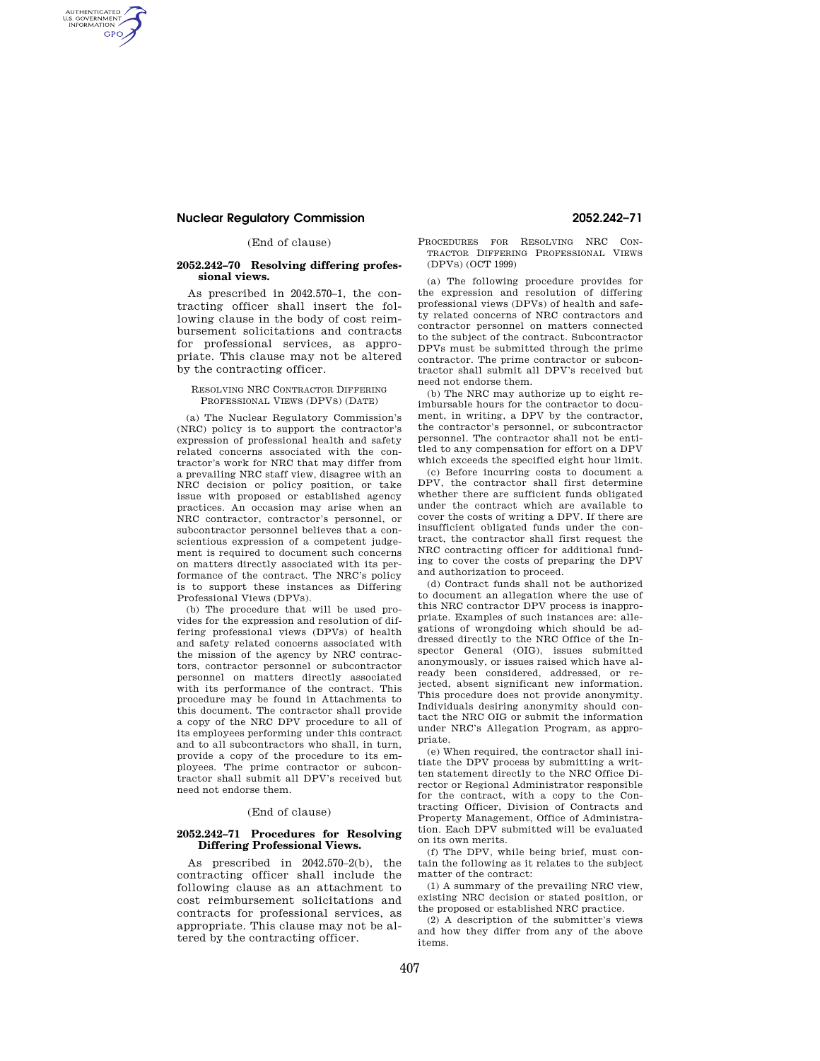(End of clause)

**2052.242–70 Resolving differing professional views.**

As prescribed in 2042.570–1, the contracting officer shall insert the following clause in the body of cost reimbursement solicitations and contracts for professional services, as appropriate. This clause may not be altered by the contracting officer.

RESOLVING NRC CONTRACTOR DIFFERING PROFESSIONAL VIEWS (DPVS) (DATE)

(a) The Nuclear Regulatory Commission's (NRC) policy is to support the contractor's expression of professional health and safety related concerns associated with the contractor's work for NRC that may differ from a prevailing NRC staff view, disagree with an NRC decision or policy position, or take issue with proposed or established agency practices. An occasion may arise when an NRC contractor, contractor's personnel, or subcontractor personnel believes that a conscientious expression of a competent judgement is required to document such concerns on matters directly associated with its performance of the contract. The NRC's policy is to support these instances as Differing Professional Views (DPVs).

(b) The procedure that will be used provides for the expression and resolution of differing professional views (DPVs) of health and safety related concerns associated with the mission of the agency by NRC contractors, contractor personnel or subcontractor personnel on matters directly associated with its performance of the contract. This procedure may be found in Attachments to this document. The contractor shall provide a copy of the NRC DPV procedure to all of its employees performing under this contract and to all subcontractors who shall, in turn, provide a copy of the procedure to its employees. The prime contractor or subcontractor shall submit all DPV's received but need not endorse them.

(End of clause)

**2052.242–71 Procedures for Resolving Differing Professional Views.**

As prescribed in 2042.570–2(b), the contracting officer shall include the following clause as an attachment to cost reimbursement solicitations and contracts for professional services, as appropriate. This clause may not be altered by the contracting officer.

PROCEDURES FOR RESOLVING NRC CONTRACTOR DIFFERING PROFESSIONAL VIEWS (DPVS) (OCT 1999)

(a) The following procedure provides for the expression and resolution of differing professional views (DPVs) of health and safety related concerns of NRC contractors and contractor personnel on matters connected to the subject of the contract. Subcontractor DPVs must be submitted through the prime contractor. The prime contractor or subcontractor shall submit all DPV's received but need not endorse them.

(b) The NRC may authorize up to eight reimbursable hours for the contractor to document, in writing, a DPV by the contractor, the contractor's personnel, or subcontractor personnel. The contractor shall not be entitled to any compensation for effort on a DPV which exceeds the specified eight hour limit.

(c) Before incurring costs to document a DPV, the contractor shall first determine whether there are sufficient funds obligated under the contract which are available to cover the costs of writing a DPV. If there are insufficient obligated funds under the contract, the contractor shall first request the NRC contracting officer for additional funding to cover the costs of preparing the DPV and authorization to proceed.

(d) Contract funds shall not be authorized to document an allegation where the use of this NRC contractor DPV process is inappropriate. Examples of such instances are: allegations of wrongdoing which should be addressed directly to the NRC Office of the Inspector General (OIG), issues submitted anonymously, or issues raised which have already been considered, addressed, or rejected, absent significant new information. This procedure does not provide anonymity. Individuals desiring anonymity should contact the NRC OIG or submit the information under NRC's Allegation Program, as appropriate.

(e) When required, the contractor shall initiate the DPV process by submitting a written statement directly to the NRC Office Director or Regional Administrator responsible for the contract, with a copy to the Contracting Officer, Division of Contracts and Property Management, Office of Administration. Each DPV submitted will be evaluated on its own merits.

(f) The DPV, while being brief, must contain the following as it relates to the subject matter of the contract:

(1) A summary of the prevailing NRC view, existing NRC decision or stated position, or the proposed or established NRC practice.

(2) A description of the submitter's views and how they differ from any of the above items.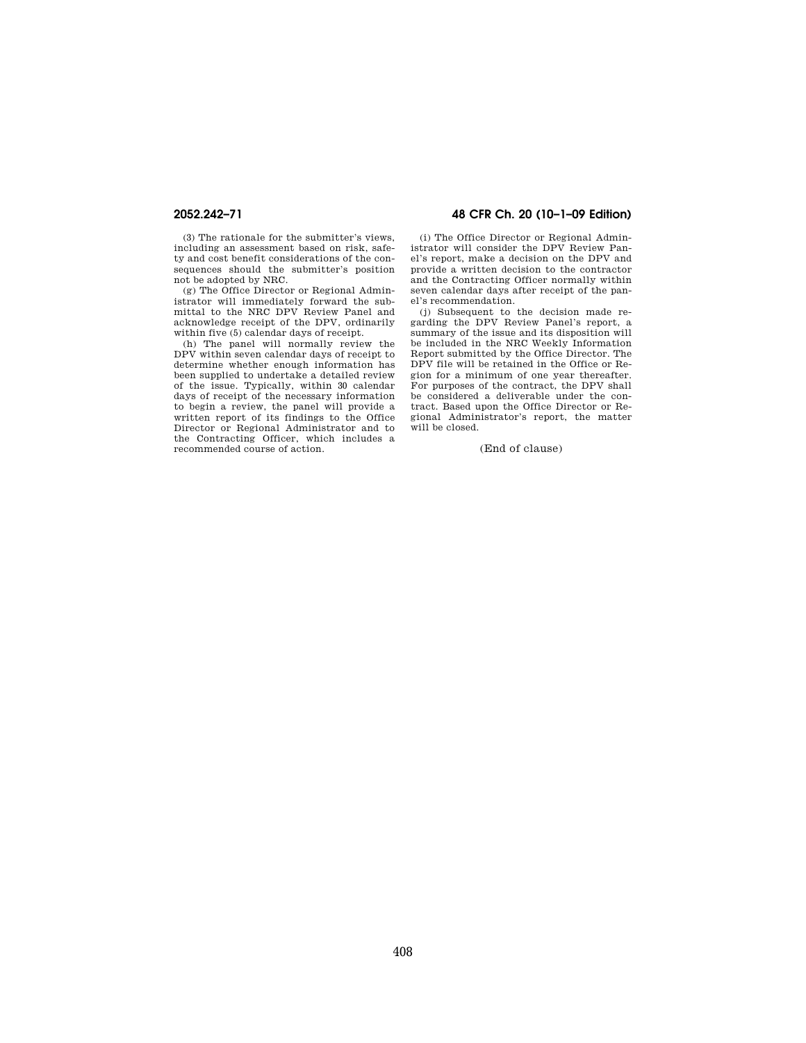(3) The rationale for the submitter's views, including an assessment based on risk, safety and cost benefit considerations of the consequences should the submitter's position not be adopted by NRC.

(g) The Office Director or Regional Administrator will immediately forward the submittal to the NRC DPV Review Panel and acknowledge receipt of the DPV, ordinarily within five (5) calendar days of receipt.

(h) The panel will normally review the DPV within seven calendar days of receipt to determine whether enough information has been supplied to undertake a detailed review of the issue. Typically, within 30 calendar days of receipt of the necessary information to begin a review, the panel will provide a written report of its findings to the Office Director or Regional Administrator and to the Contracting Officer, which includes a recommended course of action.

(i) The Office Director or Regional Administrator will consider the DPV Review Panel's report, make a decision on the DPV and provide a written decision to the contractor and the Contracting Officer normally within seven calendar days after receipt of the panel's recommendation.

(j) Subsequent to the decision made regarding the DPV Review Panel's report, a summary of the issue and its disposition will be included in the NRC Weekly Information Report submitted by the Office Director. The DPV file will be retained in the Office or Region for a minimum of one year thereafter. For purposes of the contract, the DPV shall be considered a deliverable under the contract. Based upon the Office Director or Regional Administrator's report, the matter will be closed.

(End of clause)